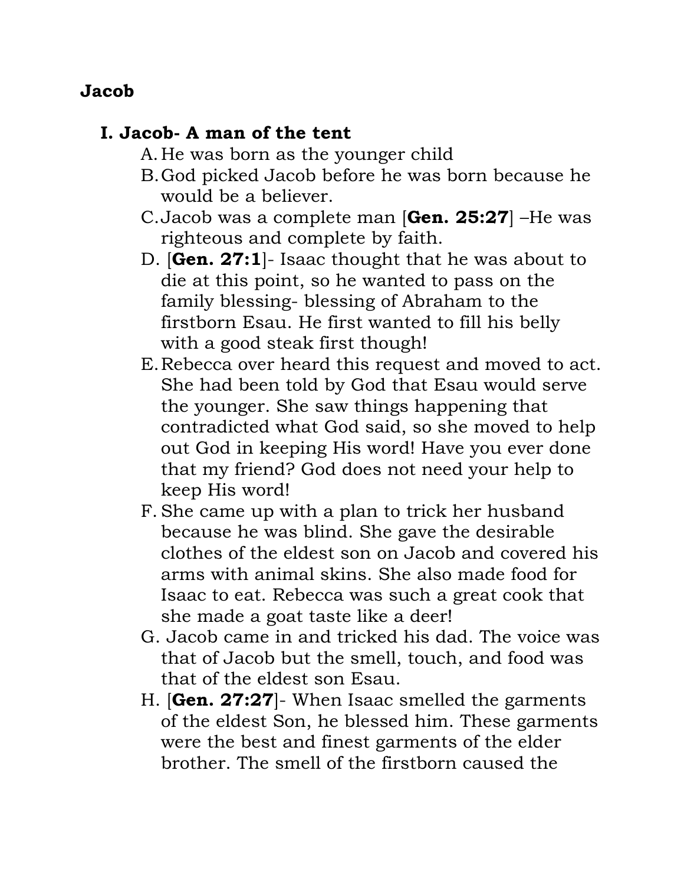**Jacob**

## I. Jacob- A man of the tent

A. He was born as the younger child

B. God picked Jacob before he was born because he would be a believer.

C. Jacob was a complete man [**Gen. 25:27**] –He was righteous and complete by faith.

D. [**Gen. 27:1**]- Isaac thought that he was about to die at this point, so he wanted to pass on the family blessing- blessing of Abraham to the firstborn Esau. He first wanted to fill his belly with a good steak first though!

E. Rebecca over heard this request and moved to act. She had been told by God that Esau would serve the younger. She saw things happening that contradicted what God said, so she moved to help out God in keeping His word! Have you ever done that my friend? God does not need your help to keep His word!

F. She came up with a plan to trick her husband because he was blind. She gave the desirable clothes of the eldest son on Jacob and covered his arms with animal skins. She also made food for Isaac to eat. Rebecca was such a great cook that she made a goat taste like a deer!

G. Jacob came in and tricked his dad. The voice was that of Jacob but the smell, touch, and food was that of the eldest son Esau.

H. [**Gen. 27:27**]- When Isaac smelled the garments of the eldest Son, he blessed him. These garments were the best and finest garments of the elder brother. The smell of the firstborn caused the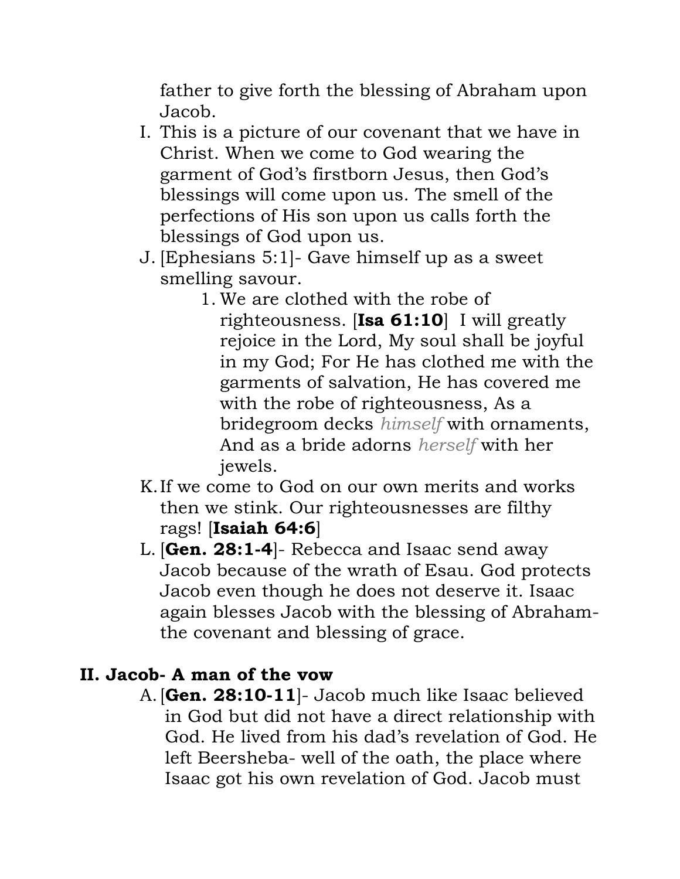father to give forth the blessing of Abraham upon Jacob.

I. This is a picture of our covenant that we have in Christ. When we come to God wearing the garment of God's firstborn Jesus, then God's blessings will come upon us. The smell of the perfections of His son upon us calls forth the blessings of God upon us.

J. [Ephesians 5:1]- Gave himself up as a sweet smelling savour.

   1. We are clothed with the robe of righteousness. [**Isa 61:10**] I will greatly rejoice in the Lord, My soul shall be joyful in my God; For He has clothed me with the garments of salvation, He has covered me with the robe of righteousness, As a bridegroom decks *himself* with ornaments, And as a bride adorns *herself* with her jewels.

K. If we come to God on our own merits and works then we stink. Our righteousnesses are filthy rags! [**Isaiah 64:6**]

L. [**Gen. 28:1-4**]- Rebecca and Isaac send away Jacob because of the wrath of Esau. God protects Jacob even though he does not deserve it. Isaac again blesses Jacob with the blessing of Abraham- the covenant and blessing of grace.

## II. Jacob- A man of the vow

A. [**Gen. 28:10-11**]- Jacob much like Isaac believed in God but did not have a direct relationship with God. He lived from his dad's revelation of God. He left Beersheba- well of the oath, the place where Isaac got his own revelation of God. Jacob must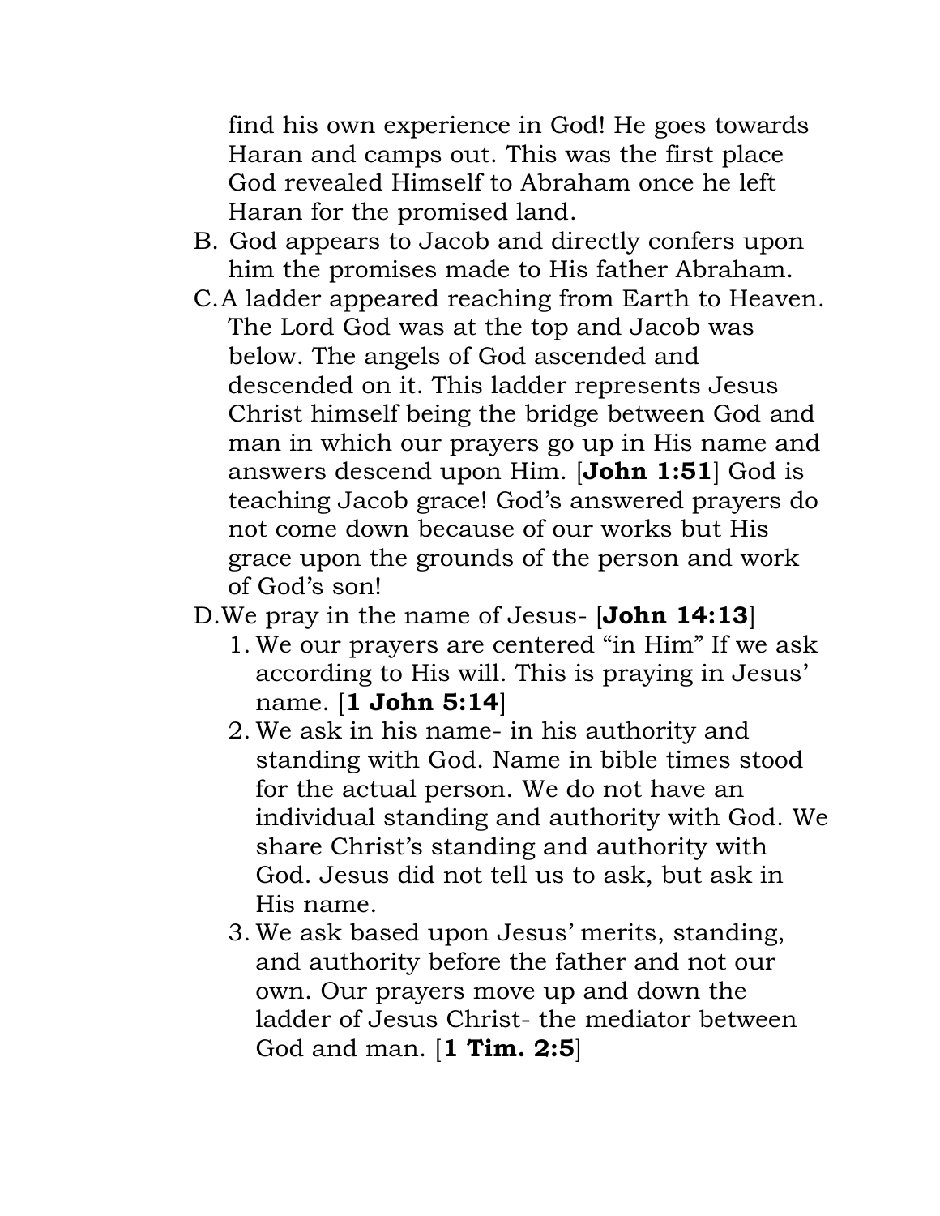find his own experience in God! He goes towards Haran and camps out. This was the first place God revealed Himself to Abraham once he left Haran for the promised land.

B. God appears to Jacob and directly confers upon him the promises made to His father Abraham.

C. A ladder appeared reaching from Earth to Heaven. The Lord God was at the top and Jacob was below. The angels of God ascended and descended on it. This ladder represents Jesus Christ himself being the bridge between God and man in which our prayers go up in His name and answers descend upon Him. [**John 1:51**] God is teaching Jacob grace! God's answered prayers do not come down because of our works but His grace upon the grounds of the person and work of God's son!

D. We pray in the name of Jesus- [**John 14:13**]

1. We our prayers are centered "in Him" If we ask according to His will. This is praying in Jesus' name. [**1 John 5:14**]
2. We ask in his name- in his authority and standing with God. Name in bible times stood for the actual person. We do not have an individual standing and authority with God. We share Christ's standing and authority with God. Jesus did not tell us to ask, but ask in His name.
3. We ask based upon Jesus' merits, standing, and authority before the father and not our own. Our prayers move up and down the ladder of Jesus Christ- the mediator between God and man. [**1 Tim. 2:5**]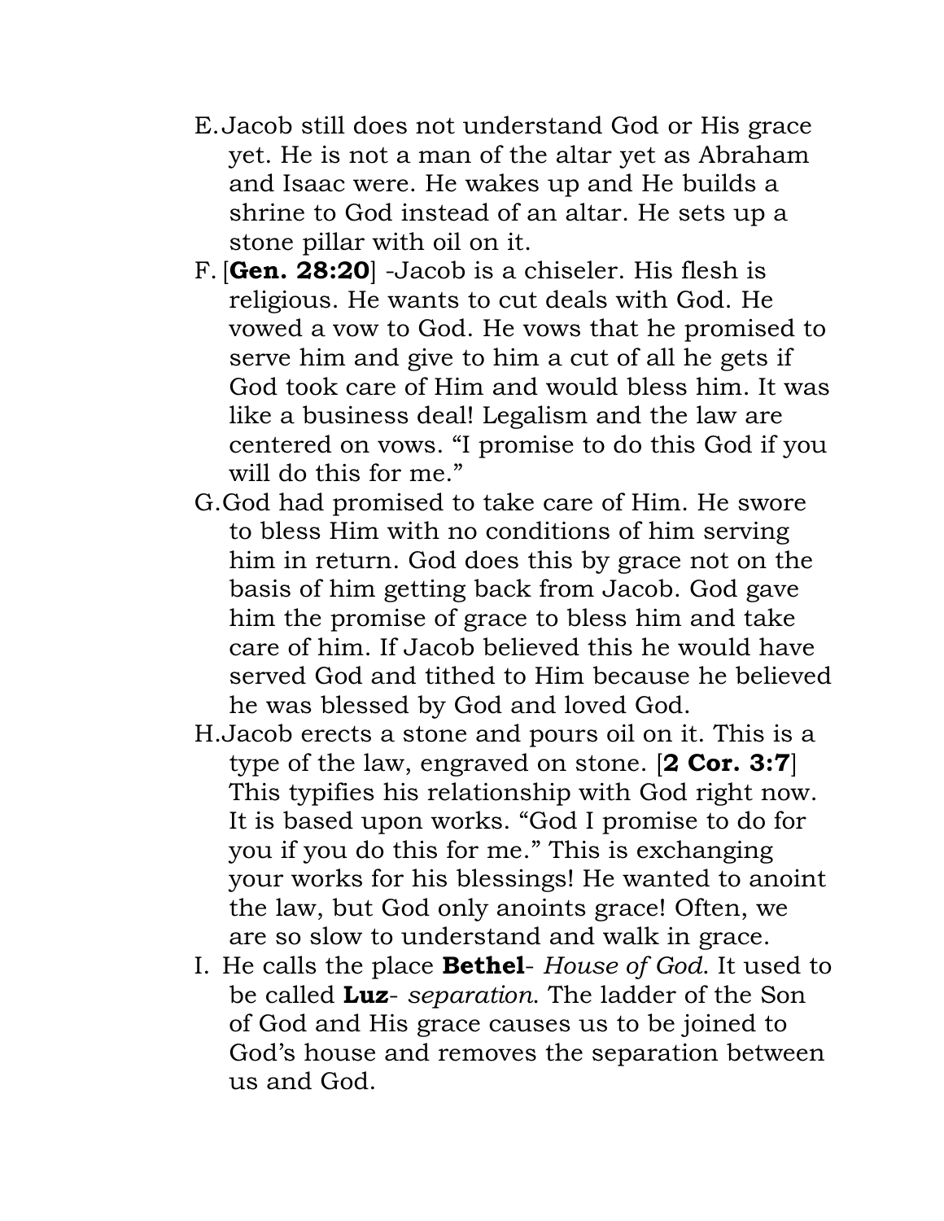E. Jacob still does not understand God or His grace yet. He is not a man of the altar yet as Abraham and Isaac were. He wakes up and He builds a shrine to God instead of an altar. He sets up a stone pillar with oil on it.

F. [**Gen. 28:20**] -Jacob is a chiseler. His flesh is religious. He wants to cut deals with God. He vowed a vow to God. He vows that he promised to serve him and give to him a cut of all he gets if God took care of Him and would bless him. It was like a business deal! Legalism and the law are centered on vows. "I promise to do this God if you will do this for me."

G. God had promised to take care of Him. He swore to bless Him with no conditions of him serving him in return. God does this by grace not on the basis of him getting back from Jacob. God gave him the promise of grace to bless him and take care of him. If Jacob believed this he would have served God and tithed to Him because he believed he was blessed by God and loved God.

H. Jacob erects a stone and pours oil on it. This is a type of the law, engraved on stone. [**2 Cor. 3:7**] This typifies his relationship with God right now. It is based upon works. "God I promise to do for you if you do this for me." This is exchanging your works for his blessings! He wanted to anoint the law, but God only anoints grace! Often, we are so slow to understand and walk in grace.

I. He calls the place **Bethel**- *House of God*. It used to be called **Luz**- *separation*. The ladder of the Son of God and His grace causes us to be joined to God's house and removes the separation between us and God.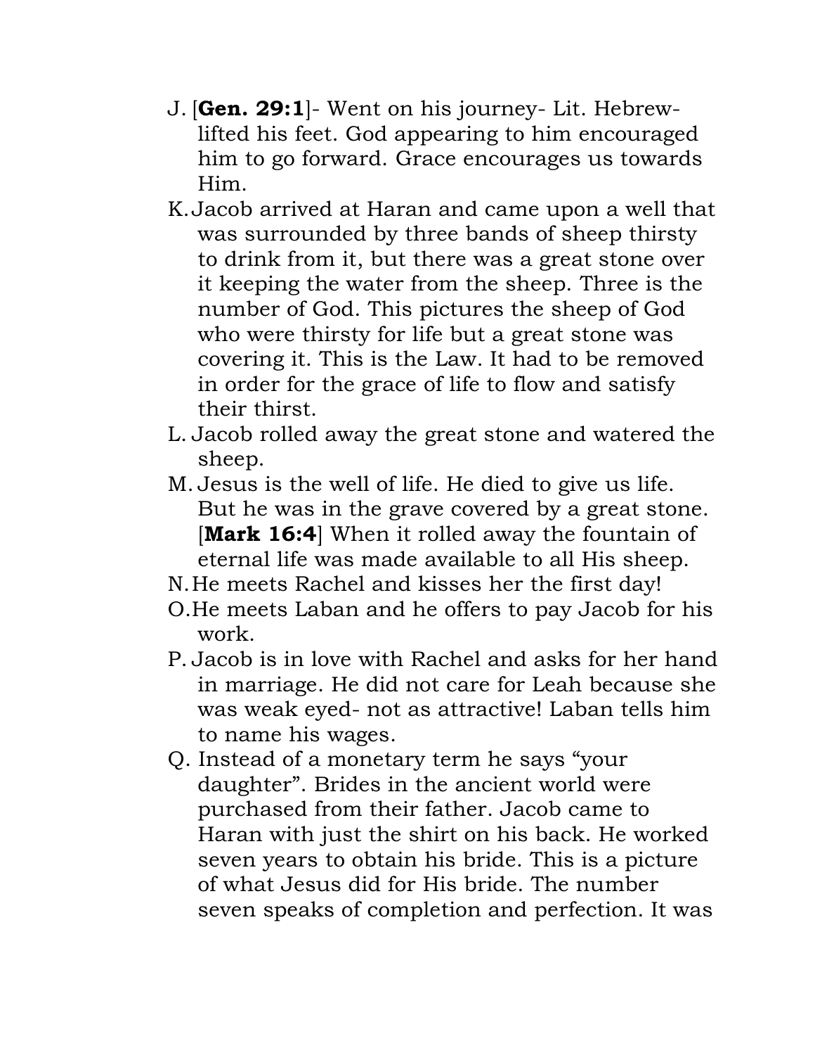J. [**Gen. 29:1**]- Went on his journey- Lit. Hebrew- lifted his feet. God appearing to him encouraged him to go forward. Grace encourages us towards Him.

K. Jacob arrived at Haran and came upon a well that was surrounded by three bands of sheep thirsty to drink from it, but there was a great stone over it keeping the water from the sheep. Three is the number of God. This pictures the sheep of God who were thirsty for life but a great stone was covering it. This is the Law. It had to be removed in order for the grace of life to flow and satisfy their thirst.

L. Jacob rolled away the great stone and watered the sheep.

M. Jesus is the well of life. He died to give us life. But he was in the grave covered by a great stone. [**Mark 16:4**] When it rolled away the fountain of eternal life was made available to all His sheep.

N. He meets Rachel and kisses her the first day!

O. He meets Laban and he offers to pay Jacob for his work.

P. Jacob is in love with Rachel and asks for her hand in marriage. He did not care for Leah because she was weak eyed- not as attractive! Laban tells him to name his wages.

Q. Instead of a monetary term he says "your daughter". Brides in the ancient world were purchased from their father. Jacob came to Haran with just the shirt on his back. He worked seven years to obtain his bride. This is a picture of what Jesus did for His bride. The number seven speaks of completion and perfection. It was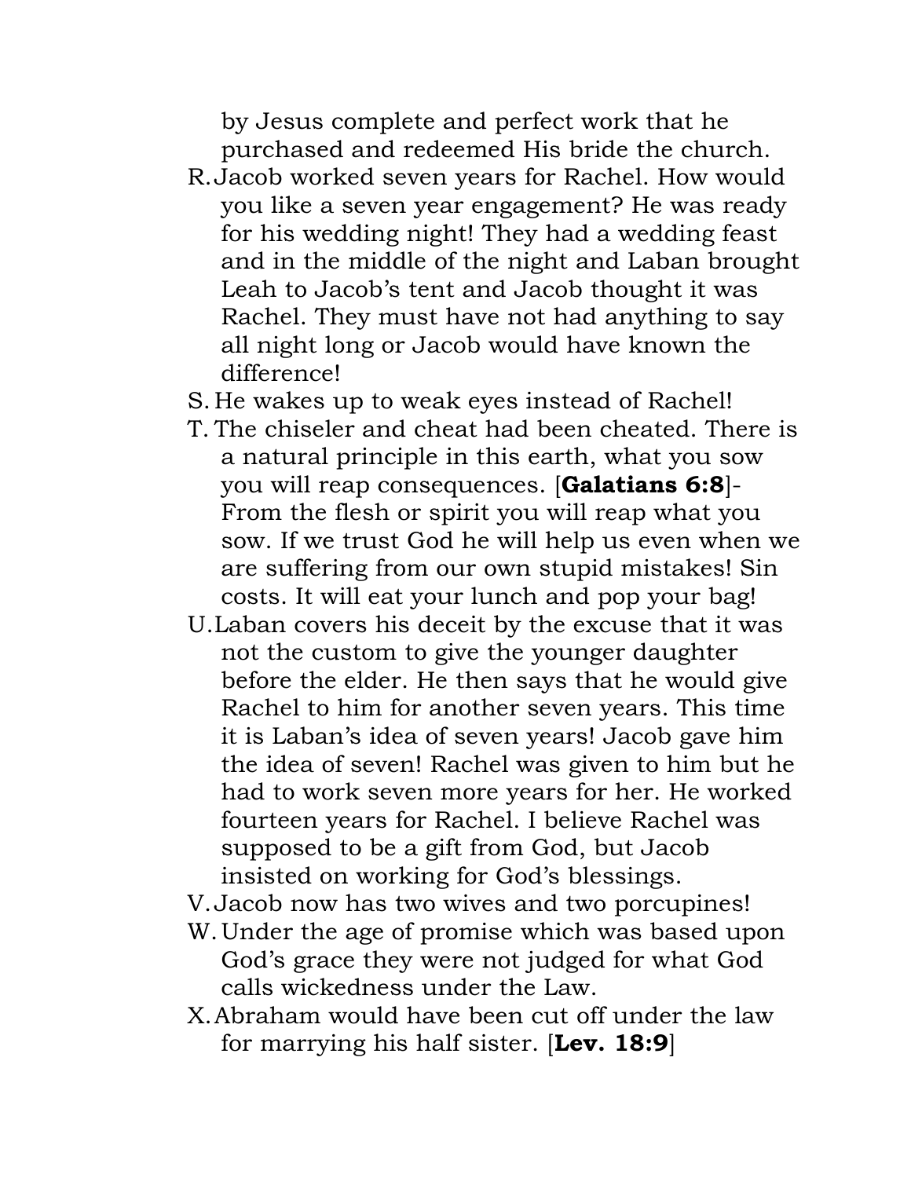by Jesus complete and perfect work that he purchased and redeemed His bride the church.

R. Jacob worked seven years for Rachel. How would you like a seven year engagement? He was ready for his wedding night! They had a wedding feast and in the middle of the night and Laban brought Leah to Jacob's tent and Jacob thought it was Rachel. They must have not had anything to say all night long or Jacob would have known the difference!

S. He wakes up to weak eyes instead of Rachel!

T. The chiseler and cheat had been cheated. There is a natural principle in this earth, what you sow you will reap consequences. [**Galatians 6:8**]- From the flesh or spirit you will reap what you sow. If we trust God he will help us even when we are suffering from our own stupid mistakes! Sin costs. It will eat your lunch and pop your bag!

U. Laban covers his deceit by the excuse that it was not the custom to give the younger daughter before the elder. He then says that he would give Rachel to him for another seven years. This time it is Laban's idea of seven years! Jacob gave him the idea of seven! Rachel was given to him but he had to work seven more years for her. He worked fourteen years for Rachel. I believe Rachel was supposed to be a gift from God, but Jacob insisted on working for God's blessings.

V. Jacob now has two wives and two porcupines!

W. Under the age of promise which was based upon God's grace they were not judged for what God calls wickedness under the Law.

X. Abraham would have been cut off under the law for marrying his half sister. [**Lev. 18:9**]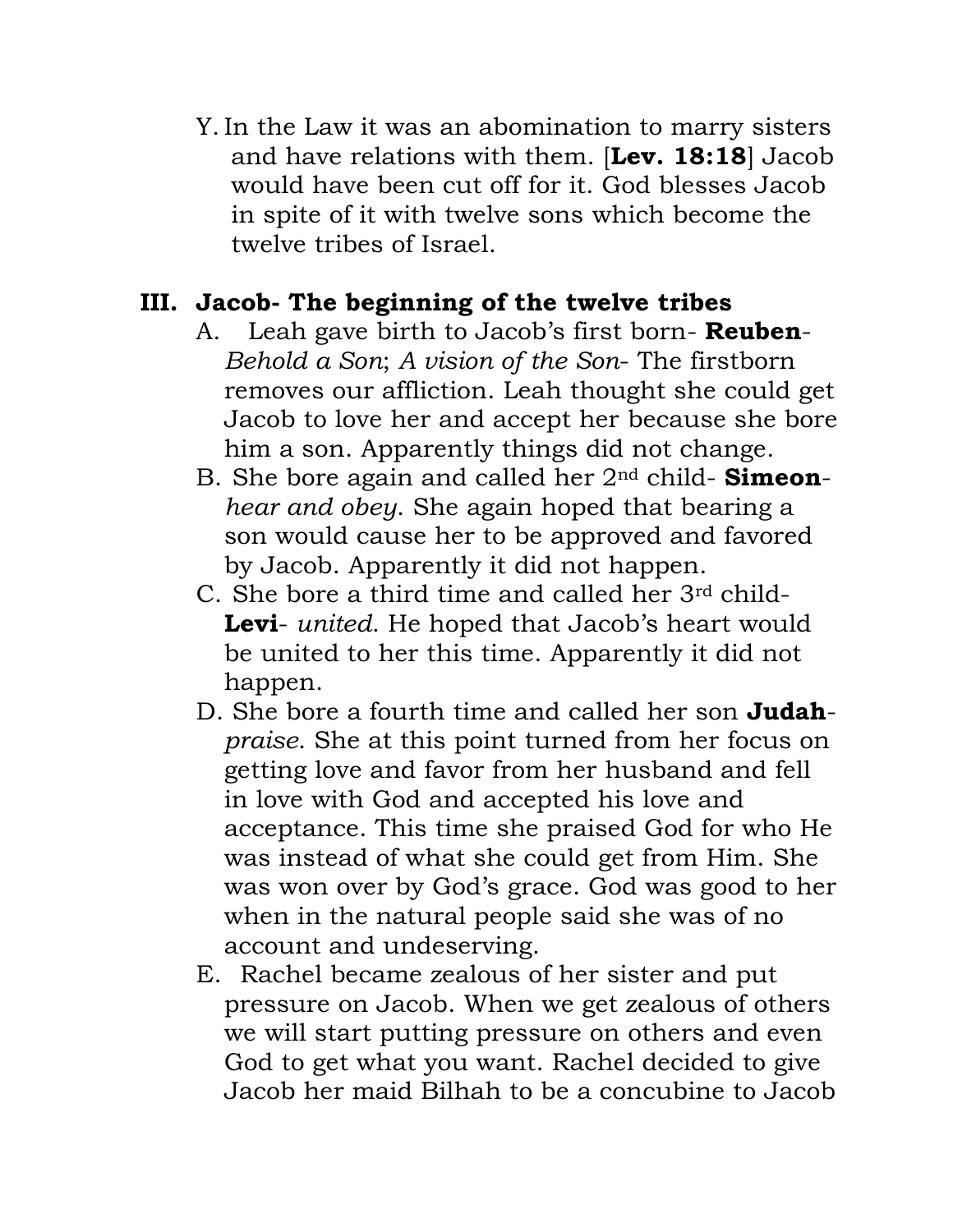Y. In the Law it was an abomination to marry sisters and have relations with them. [**Lev. 18:18**] Jacob would have been cut off for it. God blesses Jacob in spite of it with twelve sons which become the twelve tribes of Israel.

## III. Jacob- The beginning of the twelve tribes

A. Leah gave birth to Jacob's first born- **Reuben**- *Behold a Son*; *A vision of the Son*- The firstborn removes our affliction. Leah thought she could get Jacob to love her and accept her because she bore him a son. Apparently things did not change.

B. She bore again and called her 2nd child- **Simeon**- *hear and obey*. She again hoped that bearing a son would cause her to be approved and favored by Jacob. Apparently it did not happen.

C. She bore a third time and called her 3rd child- **Levi**- *united*. He hoped that Jacob's heart would be united to her this time. Apparently it did not happen.

D. She bore a fourth time and called her son **Judah**- *praise*. She at this point turned from her focus on getting love and favor from her husband and fell in love with God and accepted his love and acceptance. This time she praised God for who He was instead of what she could get from Him. She was won over by God's grace. God was good to her when in the natural people said she was of no account and undeserving.

E. Rachel became zealous of her sister and put pressure on Jacob. When we get zealous of others we will start putting pressure on others and even God to get what you want. Rachel decided to give Jacob her maid Bilhah to be a concubine to Jacob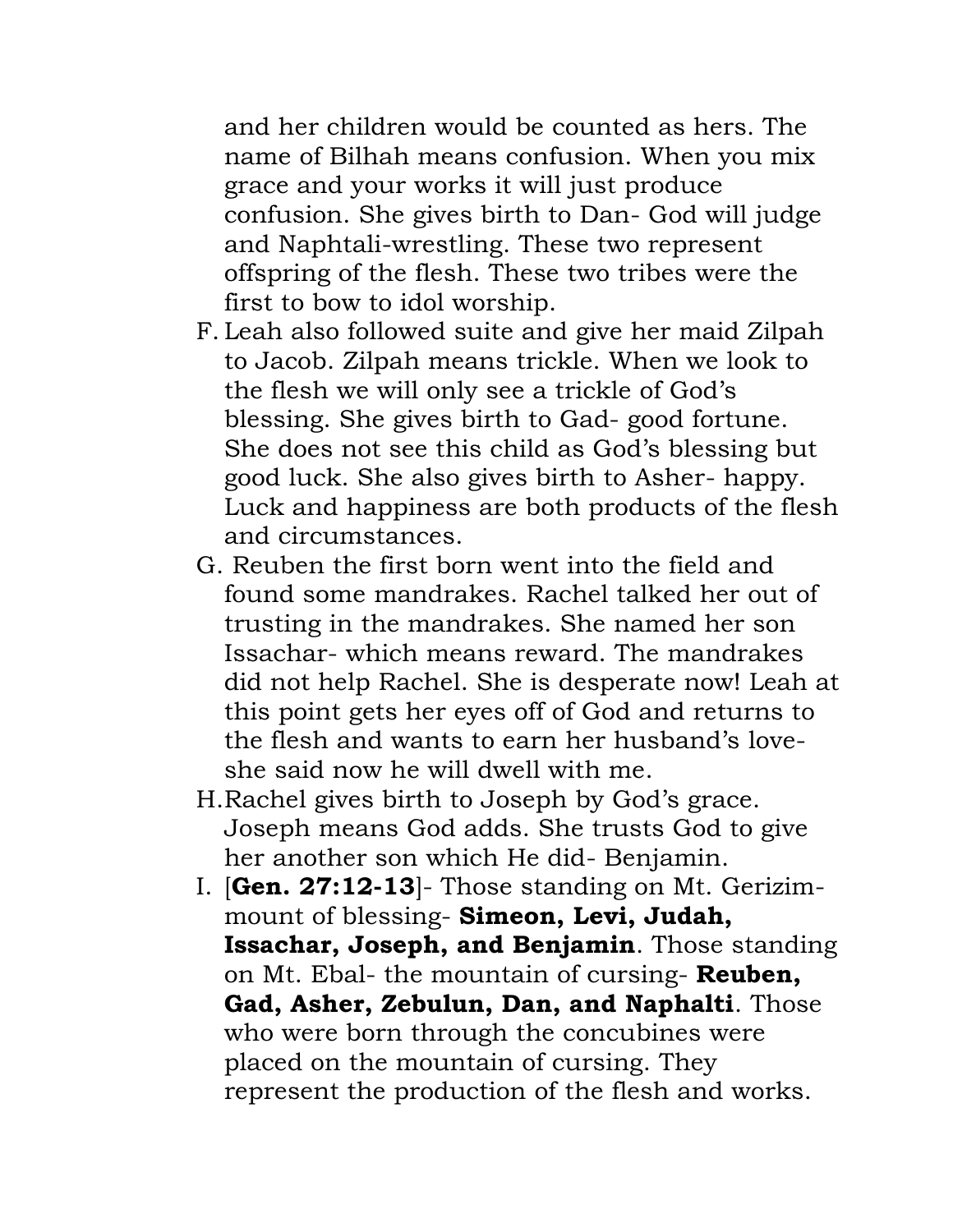and her children would be counted as hers. The name of Bilhah means confusion. When you mix grace and your works it will just produce confusion. She gives birth to Dan- God will judge and Naphtali-wrestling. These two represent offspring of the flesh. These two tribes were the first to bow to idol worship.

F. Leah also followed suite and give her maid Zilpah to Jacob. Zilpah means trickle. When we look to the flesh we will only see a trickle of God's blessing. She gives birth to Gad- good fortune. She does not see this child as God's blessing but good luck. She also gives birth to Asher- happy. Luck and happiness are both products of the flesh and circumstances.

G. Reuben the first born went into the field and found some mandrakes. Rachel talked her out of trusting in the mandrakes. She named her son Issachar- which means reward. The mandrakes did not help Rachel. She is desperate now! Leah at this point gets her eyes off of God and returns to the flesh and wants to earn her husband's love- she said now he will dwell with me.

H. Rachel gives birth to Joseph by God's grace. Joseph means God adds. She trusts God to give her another son which He did- Benjamin.

I. [**Gen. 27:12-13**]- Those standing on Mt. Gerizim- mount of blessing- **Simeon, Levi, Judah, Issachar, Joseph, and Benjamin**. Those standing on Mt. Ebal- the mountain of cursing- **Reuben, Gad, Asher, Zebulun, Dan, and Naphalti**. Those who were born through the concubines were placed on the mountain of cursing. They represent the production of the flesh and works.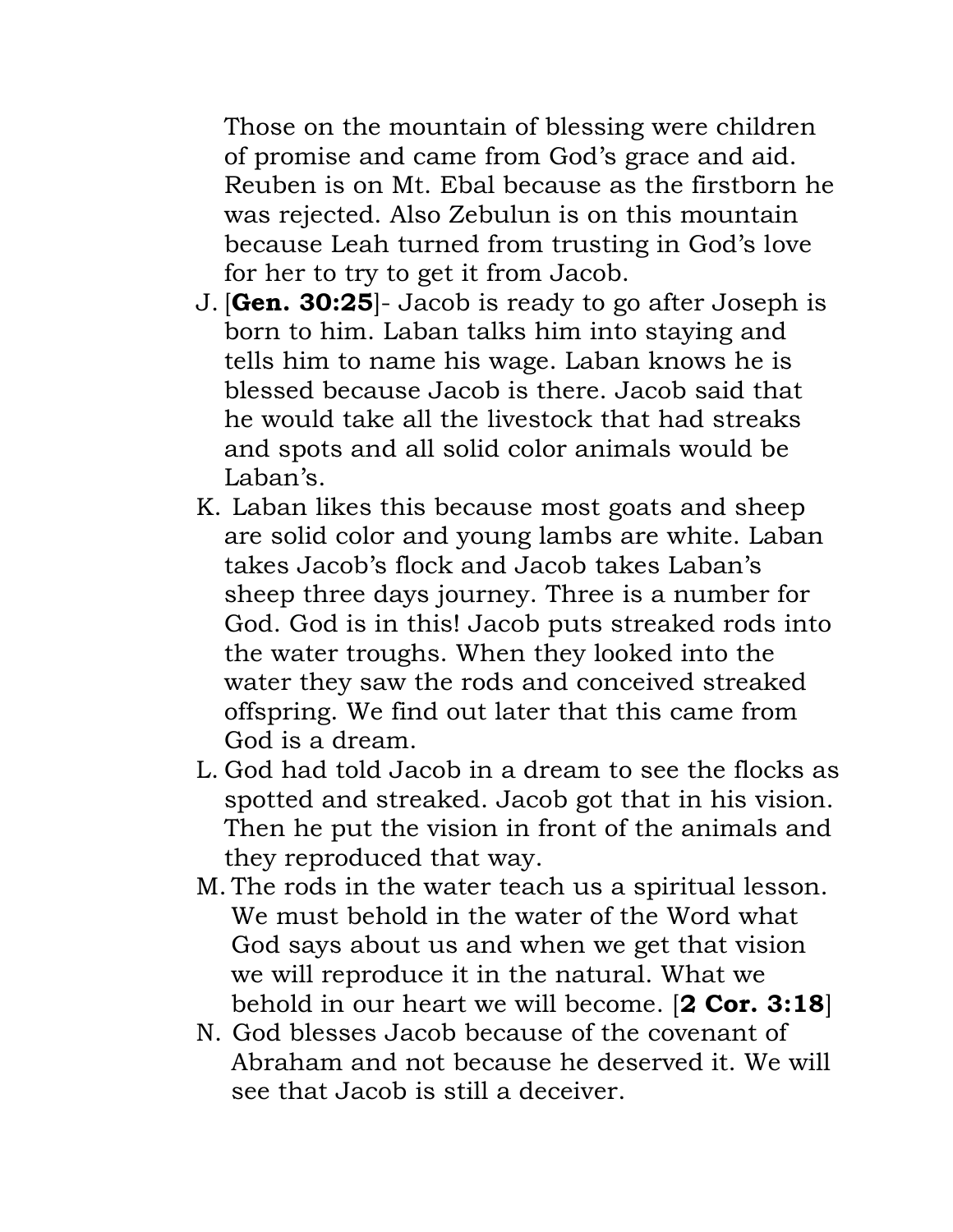Those on the mountain of blessing were children of promise and came from God's grace and aid. Reuben is on Mt. Ebal because as the firstborn he was rejected. Also Zebulun is on this mountain because Leah turned from trusting in God's love for her to try to get it from Jacob.

J. [**Gen. 30:25**]- Jacob is ready to go after Joseph is born to him. Laban talks him into staying and tells him to name his wage. Laban knows he is blessed because Jacob is there. Jacob said that he would take all the livestock that had streaks and spots and all solid color animals would be Laban's.

K. Laban likes this because most goats and sheep are solid color and young lambs are white. Laban takes Jacob's flock and Jacob takes Laban's sheep three days journey. Three is a number for God. God is in this! Jacob puts streaked rods into the water troughs. When they looked into the water they saw the rods and conceived streaked offspring. We find out later that this came from God is a dream.

L. God had told Jacob in a dream to see the flocks as spotted and streaked. Jacob got that in his vision. Then he put the vision in front of the animals and they reproduced that way.

M. The rods in the water teach us a spiritual lesson. We must behold in the water of the Word what God says about us and when we get that vision we will reproduce it in the natural. What we behold in our heart we will become. [**2 Cor. 3:18**]

N. God blesses Jacob because of the covenant of Abraham and not because he deserved it. We will see that Jacob is still a deceiver.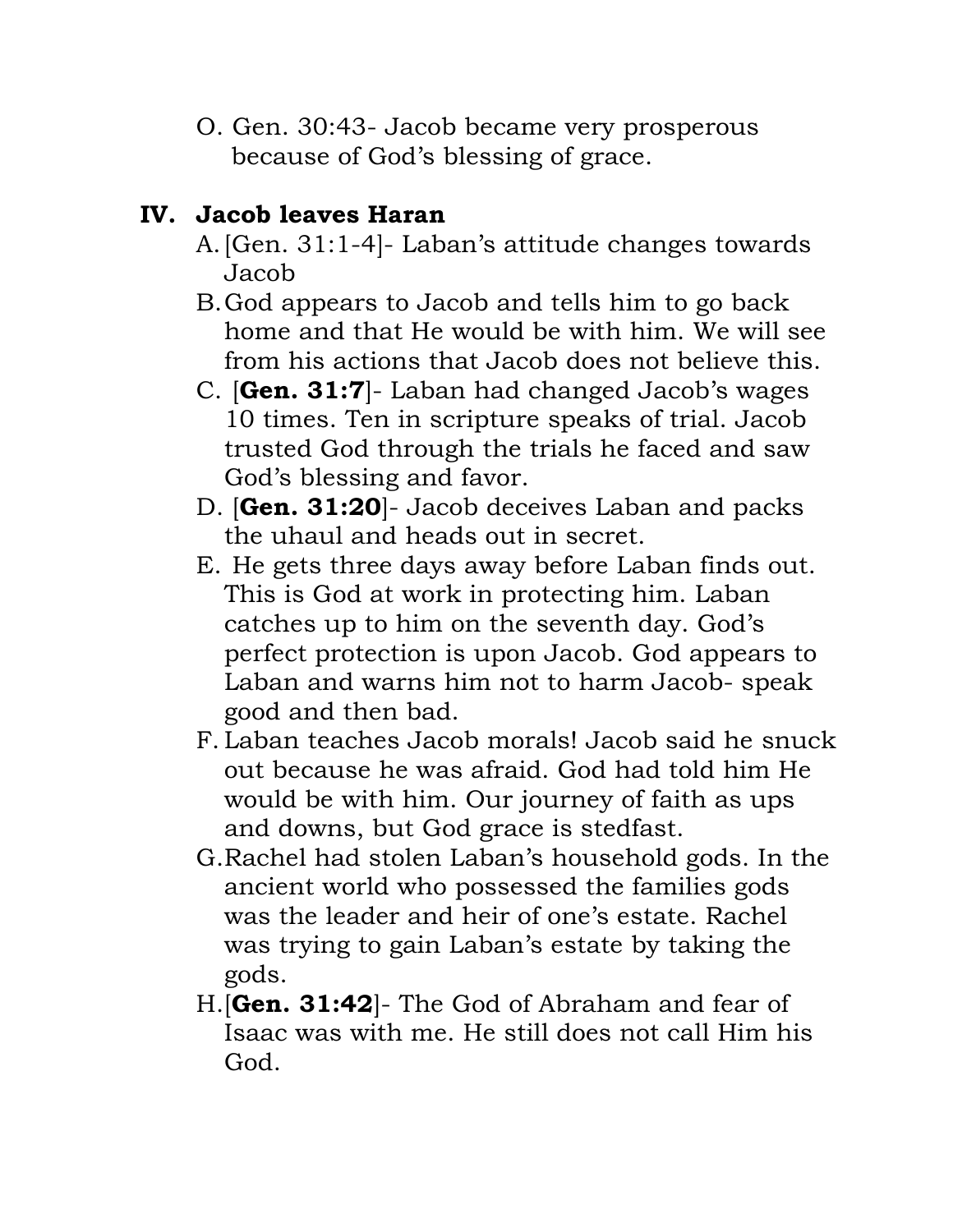O. Gen. 30:43- Jacob became very prosperous because of God's blessing of grace.

## IV. Jacob leaves Haran

A. [Gen. 31:1-4]- Laban's attitude changes towards Jacob

B. God appears to Jacob and tells him to go back home and that He would be with him. We will see from his actions that Jacob does not believe this.

C. [**Gen. 31:7**]- Laban had changed Jacob's wages 10 times. Ten in scripture speaks of trial. Jacob trusted God through the trials he faced and saw God's blessing and favor.

D. [**Gen. 31:20**]- Jacob deceives Laban and packs the uhaul and heads out in secret.

E. He gets three days away before Laban finds out. This is God at work in protecting him. Laban catches up to him on the seventh day. God's perfect protection is upon Jacob. God appears to Laban and warns him not to harm Jacob- speak good and then bad.

F. Laban teaches Jacob morals! Jacob said he snuck out because he was afraid. God had told him He would be with him. Our journey of faith as ups and downs, but God grace is stedfast.

G. Rachel had stolen Laban's household gods. In the ancient world who possessed the families gods was the leader and heir of one's estate. Rachel was trying to gain Laban's estate by taking the gods.

H. [**Gen. 31:42**]- The God of Abraham and fear of Isaac was with me. He still does not call Him his God.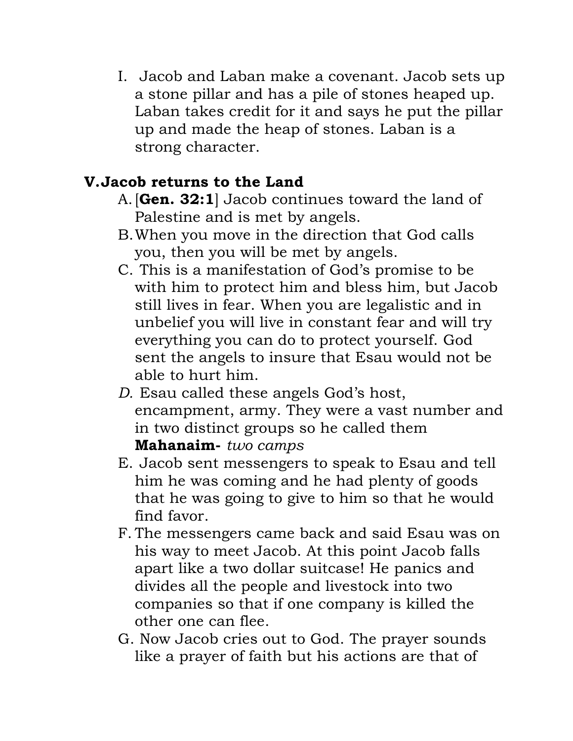I. Jacob and Laban make a covenant. Jacob sets up a stone pillar and has a pile of stones heaped up. Laban takes credit for it and says he put the pillar up and made the heap of stones. Laban is a strong character.

## V. Jacob returns to the Land

A. [**Gen. 32:1**] Jacob continues toward the land of Palestine and is met by angels.

B. When you move in the direction that God calls you, then you will be met by angels.

C. This is a manifestation of God's promise to be with him to protect him and bless him, but Jacob still lives in fear. When you are legalistic and in unbelief you will live in constant fear and will try everything you can do to protect yourself. God sent the angels to insure that Esau would not be able to hurt him.

*D.* Esau called these angels God's host, encampment, army. They were a vast number and in two distinct groups so he called them **Mahanaim-** *two camps*

E. Jacob sent messengers to speak to Esau and tell him he was coming and he had plenty of goods that he was going to give to him so that he would find favor.

F. The messengers came back and said Esau was on his way to meet Jacob. At this point Jacob falls apart like a two dollar suitcase! He panics and divides all the people and livestock into two companies so that if one company is killed the other one can flee.

G. Now Jacob cries out to God. The prayer sounds like a prayer of faith but his actions are that of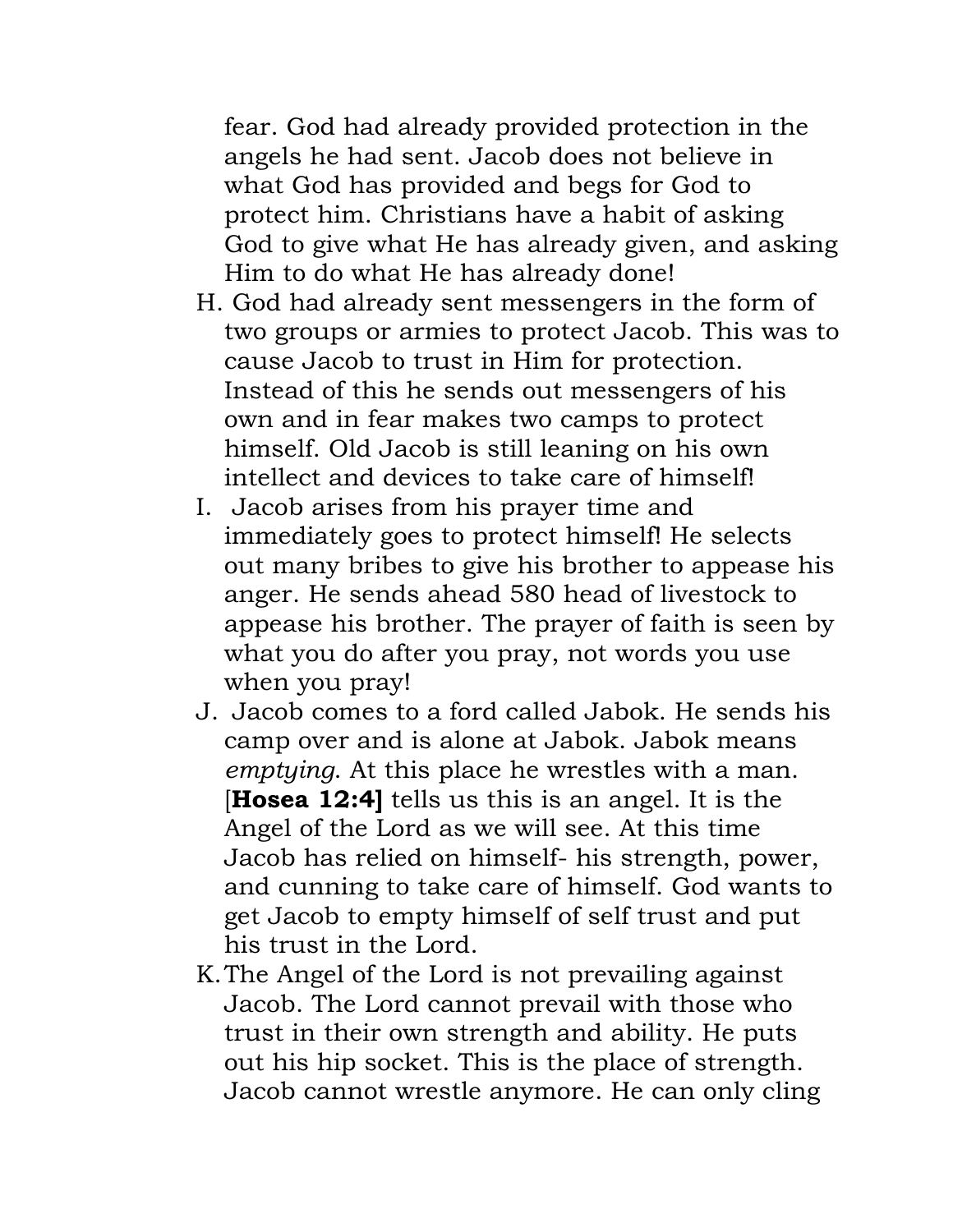fear. God had already provided protection in the angels he had sent. Jacob does not believe in what God has provided and begs for God to protect him. Christians have a habit of asking God to give what He has already given, and asking Him to do what He has already done!

H. God had already sent messengers in the form of two groups or armies to protect Jacob. This was to cause Jacob to trust in Him for protection. Instead of this he sends out messengers of his own and in fear makes two camps to protect himself. Old Jacob is still leaning on his own intellect and devices to take care of himself!

I. Jacob arises from his prayer time and immediately goes to protect himself! He selects out many bribes to give his brother to appease his anger. He sends ahead 580 head of livestock to appease his brother. The prayer of faith is seen by what you do after you pray, not words you use when you pray!

J. Jacob comes to a ford called Jabok. He sends his camp over and is alone at Jabok. Jabok means *emptying*. At this place he wrestles with a man. [**Hosea 12:4]** tells us this is an angel. It is the Angel of the Lord as we will see. At this time Jacob has relied on himself- his strength, power, and cunning to take care of himself. God wants to get Jacob to empty himself of self trust and put his trust in the Lord.

K. The Angel of the Lord is not prevailing against Jacob. The Lord cannot prevail with those who trust in their own strength and ability. He puts out his hip socket. This is the place of strength. Jacob cannot wrestle anymore. He can only cling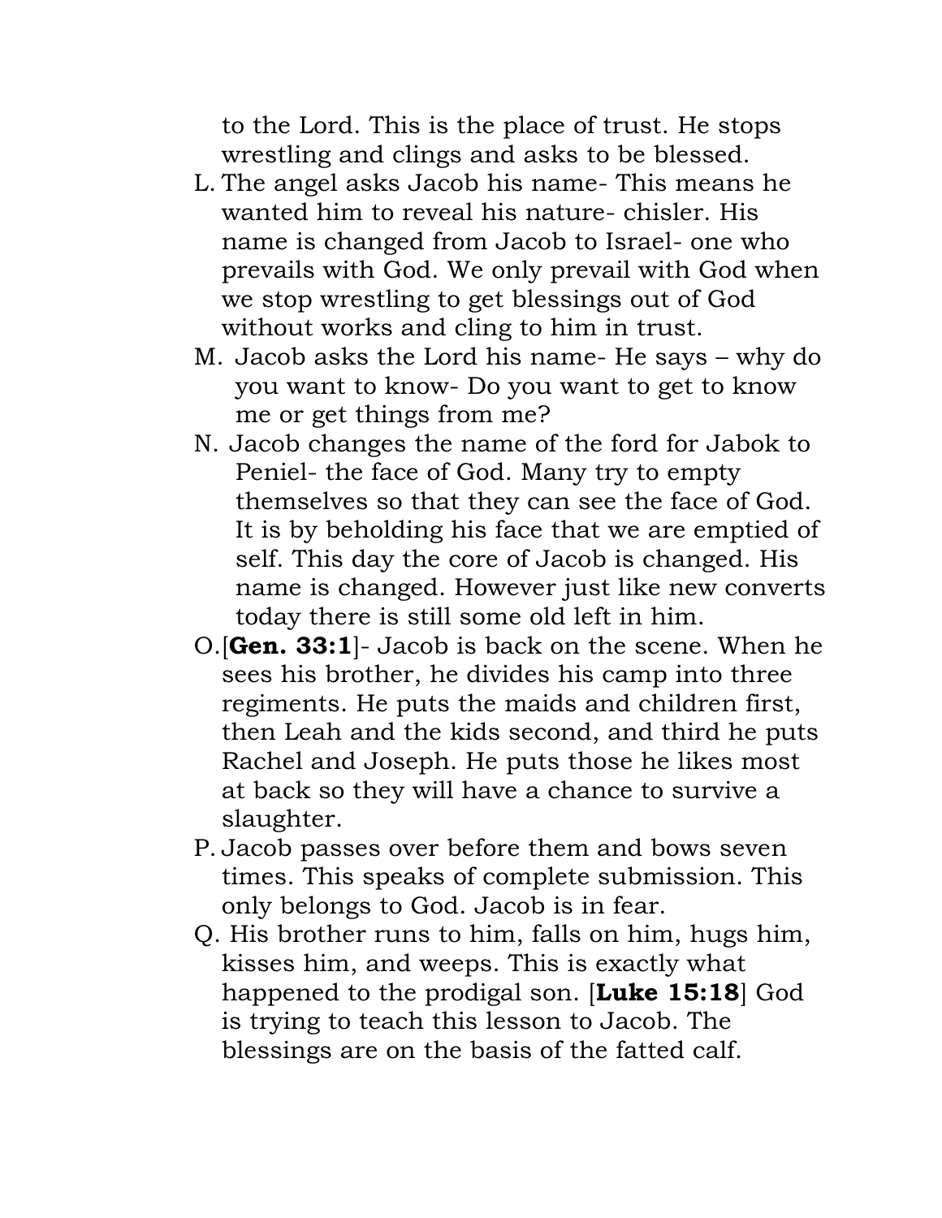to the Lord. This is the place of trust. He stops wrestling and clings and asks to be blessed.

L. The angel asks Jacob his name- This means he wanted him to reveal his nature- chisler. His name is changed from Jacob to Israel- one who prevails with God. We only prevail with God when we stop wrestling to get blessings out of God without works and cling to him in trust.
M. Jacob asks the Lord his name- He says – why do you want to know- Do you want to get to know me or get things from me?
N. Jacob changes the name of the ford for Jabok to Peniel- the face of God. Many try to empty themselves so that they can see the face of God. It is by beholding his face that we are emptied of self. This day the core of Jacob is changed. His name is changed. However just like new converts today there is still some old left in him.
O. [**Gen. 33:1**]- Jacob is back on the scene. When he sees his brother, he divides his camp into three regiments. He puts the maids and children first, then Leah and the kids second, and third he puts Rachel and Joseph. He puts those he likes most at back so they will have a chance to survive a slaughter.
P. Jacob passes over before them and bows seven times. This speaks of complete submission. This only belongs to God. Jacob is in fear.
Q. His brother runs to him, falls on him, hugs him, kisses him, and weeps. This is exactly what happened to the prodigal son. [**Luke 15:18**] God is trying to teach this lesson to Jacob. The blessings are on the basis of the fatted calf.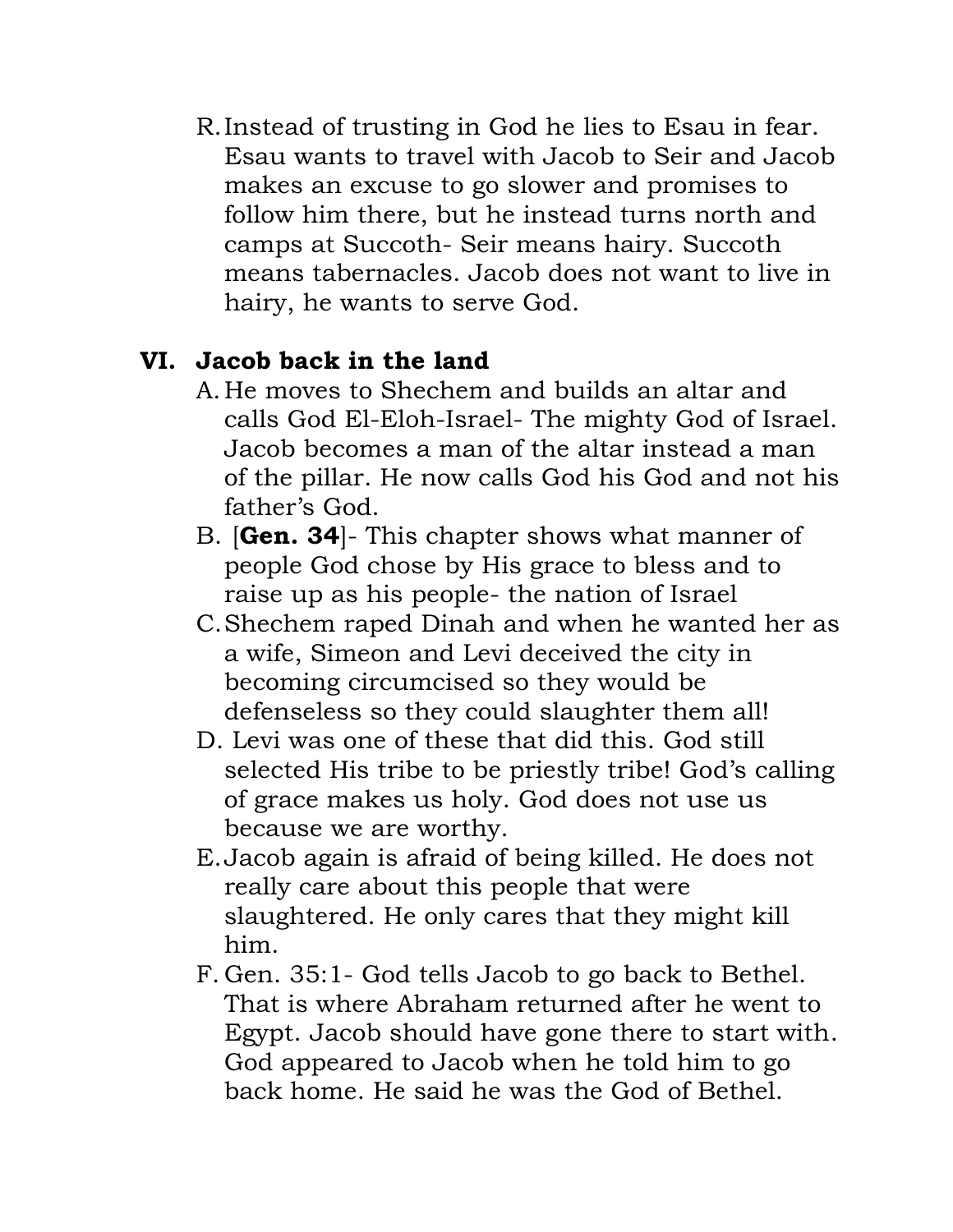R. Instead of trusting in God he lies to Esau in fear. Esau wants to travel with Jacob to Seir and Jacob makes an excuse to go slower and promises to follow him there, but he instead turns north and camps at Succoth- Seir means hairy. Succoth means tabernacles. Jacob does not want to live in hairy, he wants to serve God.

## VI. Jacob back in the land

A. He moves to Shechem and builds an altar and calls God El-Eloh-Israel- The mighty God of Israel. Jacob becomes a man of the altar instead a man of the pillar. He now calls God his God and not his father's God.

B. [**Gen. 34**]- This chapter shows what manner of people God chose by His grace to bless and to raise up as his people- the nation of Israel

C. Shechem raped Dinah and when he wanted her as a wife, Simeon and Levi deceived the city in becoming circumcised so they would be defenseless so they could slaughter them all!

D. Levi was one of these that did this. God still selected His tribe to be priestly tribe! God's calling of grace makes us holy. God does not use us because we are worthy.

E. Jacob again is afraid of being killed. He does not really care about this people that were slaughtered. He only cares that they might kill him.

F. Gen. 35:1- God tells Jacob to go back to Bethel. That is where Abraham returned after he went to Egypt. Jacob should have gone there to start with. God appeared to Jacob when he told him to go back home. He said he was the God of Bethel.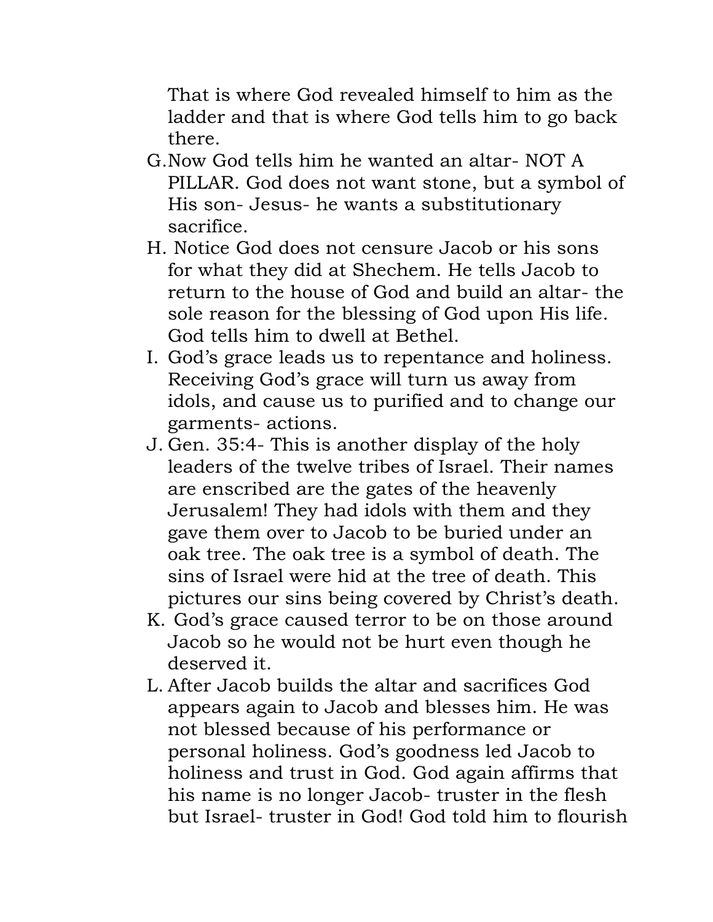That is where God revealed himself to him as the ladder and that is where God tells him to go back there.

G. Now God tells him he wanted an altar- NOT A PILLAR. God does not want stone, but a symbol of His son- Jesus- he wants a substitutionary sacrifice.
H. Notice God does not censure Jacob or his sons for what they did at Shechem. He tells Jacob to return to the house of God and build an altar- the sole reason for the blessing of God upon His life. God tells him to dwell at Bethel.
I. God's grace leads us to repentance and holiness. Receiving God's grace will turn us away from idols, and cause us to purified and to change our garments- actions.
J. Gen. 35:4- This is another display of the holy leaders of the twelve tribes of Israel. Their names are enscribed are the gates of the heavenly Jerusalem! They had idols with them and they gave them over to Jacob to be buried under an oak tree. The oak tree is a symbol of death. The sins of Israel were hid at the tree of death. This pictures our sins being covered by Christ's death.
K. God's grace caused terror to be on those around Jacob so he would not be hurt even though he deserved it.
L. After Jacob builds the altar and sacrifices God appears again to Jacob and blesses him. He was not blessed because of his performance or personal holiness. God's goodness led Jacob to holiness and trust in God. God again affirms that his name is no longer Jacob- truster in the flesh but Israel- truster in God! God told him to flourish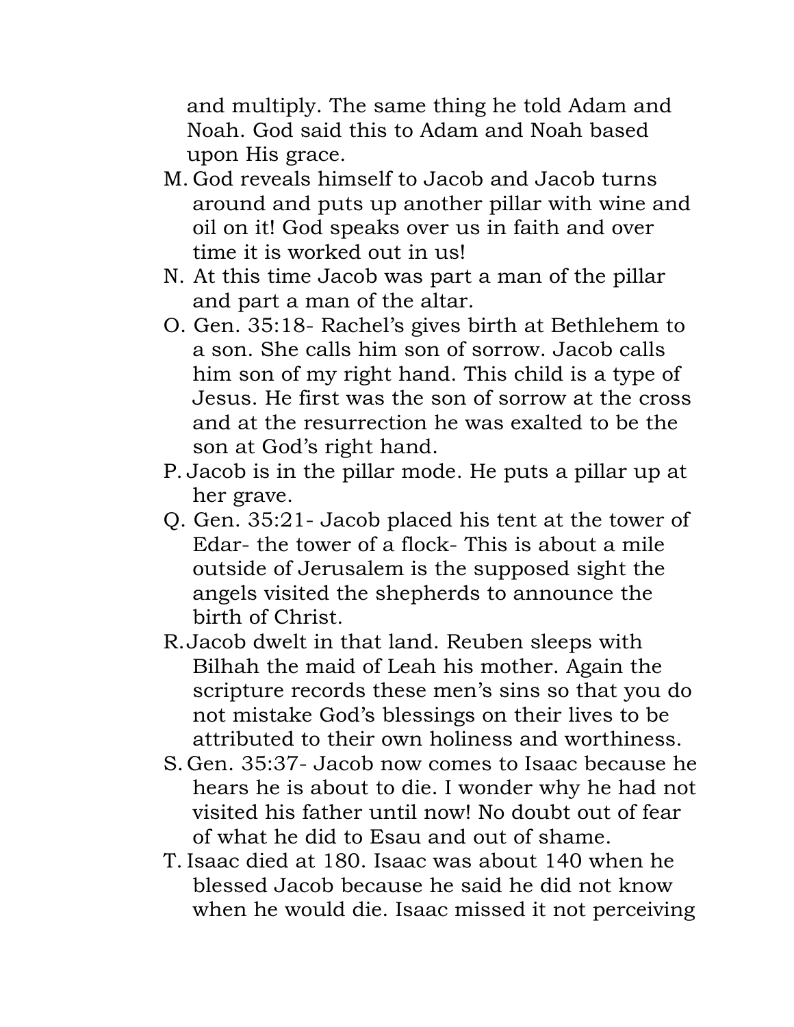and multiply. The same thing he told Adam and Noah. God said this to Adam and Noah based upon His grace.

M. God reveals himself to Jacob and Jacob turns around and puts up another pillar with wine and oil on it! God speaks over us in faith and over time it is worked out in us!

N. At this time Jacob was part a man of the pillar and part a man of the altar.

O. Gen. 35:18- Rachel's gives birth at Bethlehem to a son. She calls him son of sorrow. Jacob calls him son of my right hand. This child is a type of Jesus. He first was the son of sorrow at the cross and at the resurrection he was exalted to be the son at God's right hand.

P. Jacob is in the pillar mode. He puts a pillar up at her grave.

Q. Gen. 35:21- Jacob placed his tent at the tower of Edar- the tower of a flock- This is about a mile outside of Jerusalem is the supposed sight the angels visited the shepherds to announce the birth of Christ.

R. Jacob dwelt in that land. Reuben sleeps with Bilhah the maid of Leah his mother. Again the scripture records these men's sins so that you do not mistake God's blessings on their lives to be attributed to their own holiness and worthiness.

S. Gen. 35:37- Jacob now comes to Isaac because he hears he is about to die. I wonder why he had not visited his father until now! No doubt out of fear of what he did to Esau and out of shame.

T. Isaac died at 180. Isaac was about 140 when he blessed Jacob because he said he did not know when he would die. Isaac missed it not perceiving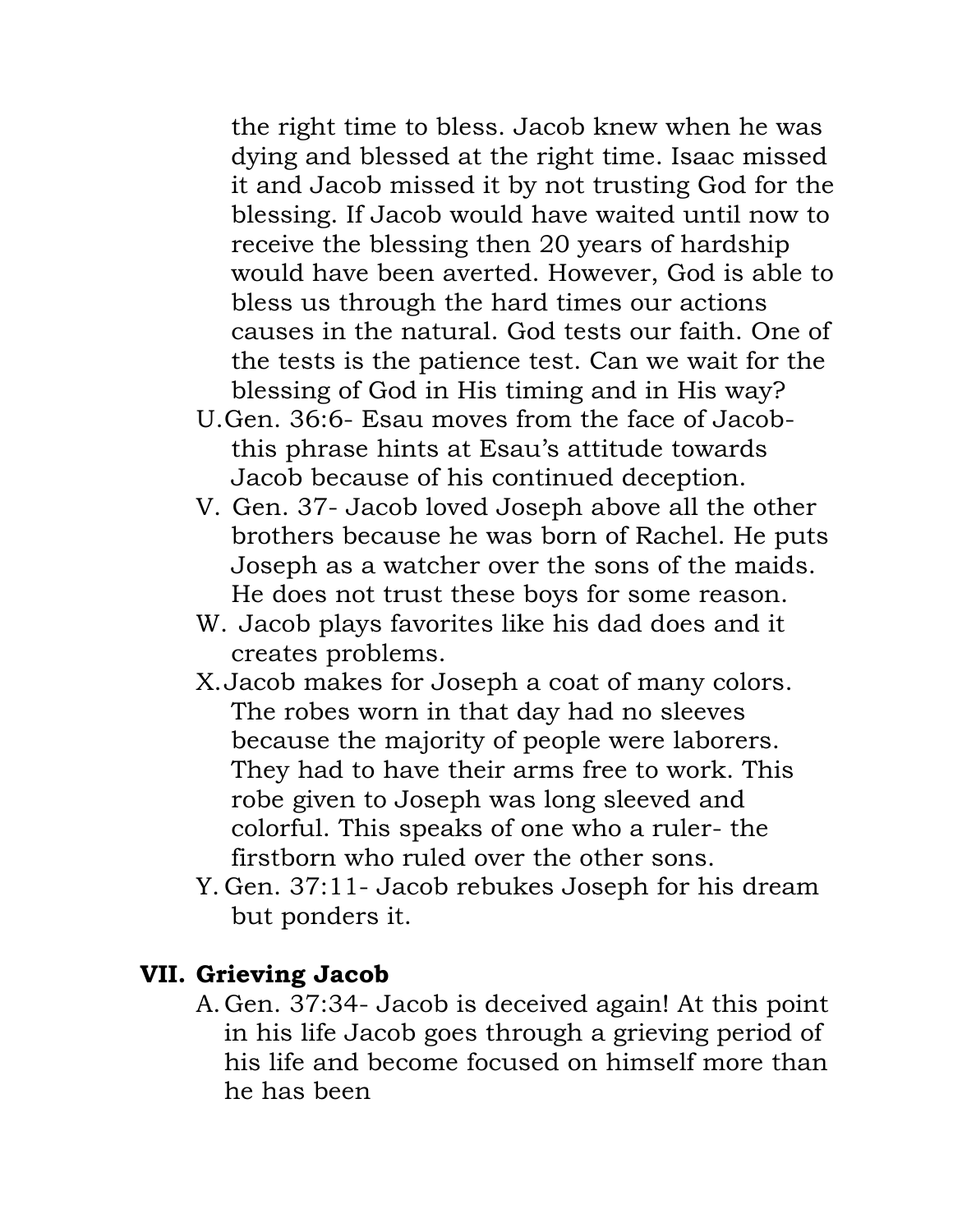the right time to bless. Jacob knew when he was dying and blessed at the right time. Isaac missed it and Jacob missed it by not trusting God for the blessing. If Jacob would have waited until now to receive the blessing then 20 years of hardship would have been averted. However, God is able to bless us through the hard times our actions causes in the natural. God tests our faith. One of the tests is the patience test. Can we wait for the blessing of God in His timing and in His way?

U. Gen. 36:6- Esau moves from the face of Jacob- this phrase hints at Esau's attitude towards Jacob because of his continued deception.

V. Gen. 37- Jacob loved Joseph above all the other brothers because he was born of Rachel. He puts Joseph as a watcher over the sons of the maids. He does not trust these boys for some reason.

W. Jacob plays favorites like his dad does and it creates problems.

X. Jacob makes for Joseph a coat of many colors. The robes worn in that day had no sleeves because the majority of people were laborers. They had to have their arms free to work. This robe given to Joseph was long sleeved and colorful. This speaks of one who a ruler- the firstborn who ruled over the other sons.

Y. Gen. 37:11- Jacob rebukes Joseph for his dream but ponders it.

## VII. Grieving Jacob

A. Gen. 37:34- Jacob is deceived again! At this point in his life Jacob goes through a grieving period of his life and become focused on himself more than he has been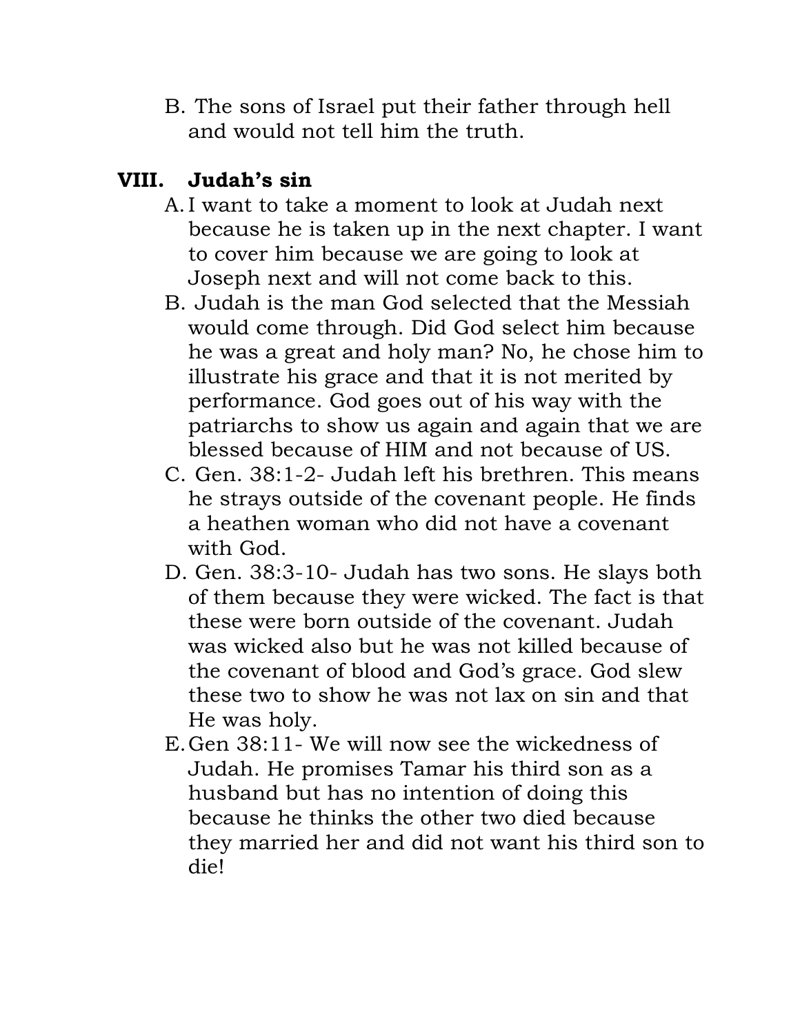B. The sons of Israel put their father through hell and would not tell him the truth.

## VIII. Judah's sin

A. I want to take a moment to look at Judah next because he is taken up in the next chapter. I want to cover him because we are going to look at Joseph next and will not come back to this.

B. Judah is the man God selected that the Messiah would come through. Did God select him because he was a great and holy man? No, he chose him to illustrate his grace and that it is not merited by performance. God goes out of his way with the patriarchs to show us again and again that we are blessed because of HIM and not because of US.

C. Gen. 38:1-2- Judah left his brethren. This means he strays outside of the covenant people. He finds a heathen woman who did not have a covenant with God.

D. Gen. 38:3-10- Judah has two sons. He slays both of them because they were wicked. The fact is that these were born outside of the covenant. Judah was wicked also but he was not killed because of the covenant of blood and God's grace. God slew these two to show he was not lax on sin and that He was holy.

E. Gen 38:11- We will now see the wickedness of Judah. He promises Tamar his third son as a husband but has no intention of doing this because he thinks the other two died because they married her and did not want his third son to die!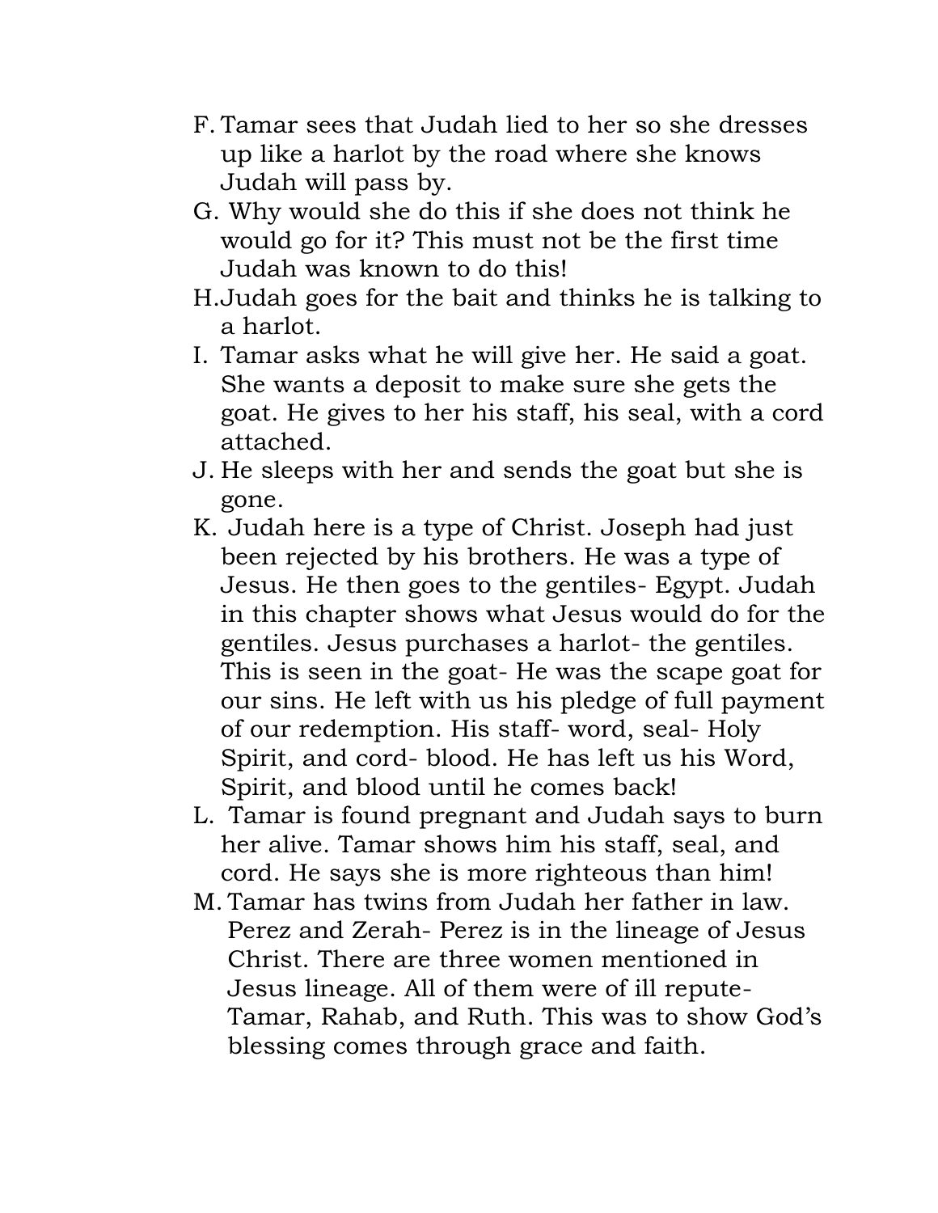F. Tamar sees that Judah lied to her so she dresses up like a harlot by the road where she knows Judah will pass by.
G. Why would she do this if she does not think he would go for it? This must not be the first time Judah was known to do this!
H. Judah goes for the bait and thinks he is talking to a harlot.
I. Tamar asks what he will give her. He said a goat. She wants a deposit to make sure she gets the goat. He gives to her his staff, his seal, with a cord attached.
J. He sleeps with her and sends the goat but she is gone.
K. Judah here is a type of Christ. Joseph had just been rejected by his brothers. He was a type of Jesus. He then goes to the gentiles- Egypt. Judah in this chapter shows what Jesus would do for the gentiles. Jesus purchases a harlot- the gentiles. This is seen in the goat- He was the scape goat for our sins. He left with us his pledge of full payment of our redemption. His staff- word, seal- Holy Spirit, and cord- blood. He has left us his Word, Spirit, and blood until he comes back!
L. Tamar is found pregnant and Judah says to burn her alive. Tamar shows him his staff, seal, and cord. He says she is more righteous than him!
M. Tamar has twins from Judah her father in law. Perez and Zerah- Perez is in the lineage of Jesus Christ. There are three women mentioned in Jesus lineage. All of them were of ill repute- Tamar, Rahab, and Ruth. This was to show God's blessing comes through grace and faith.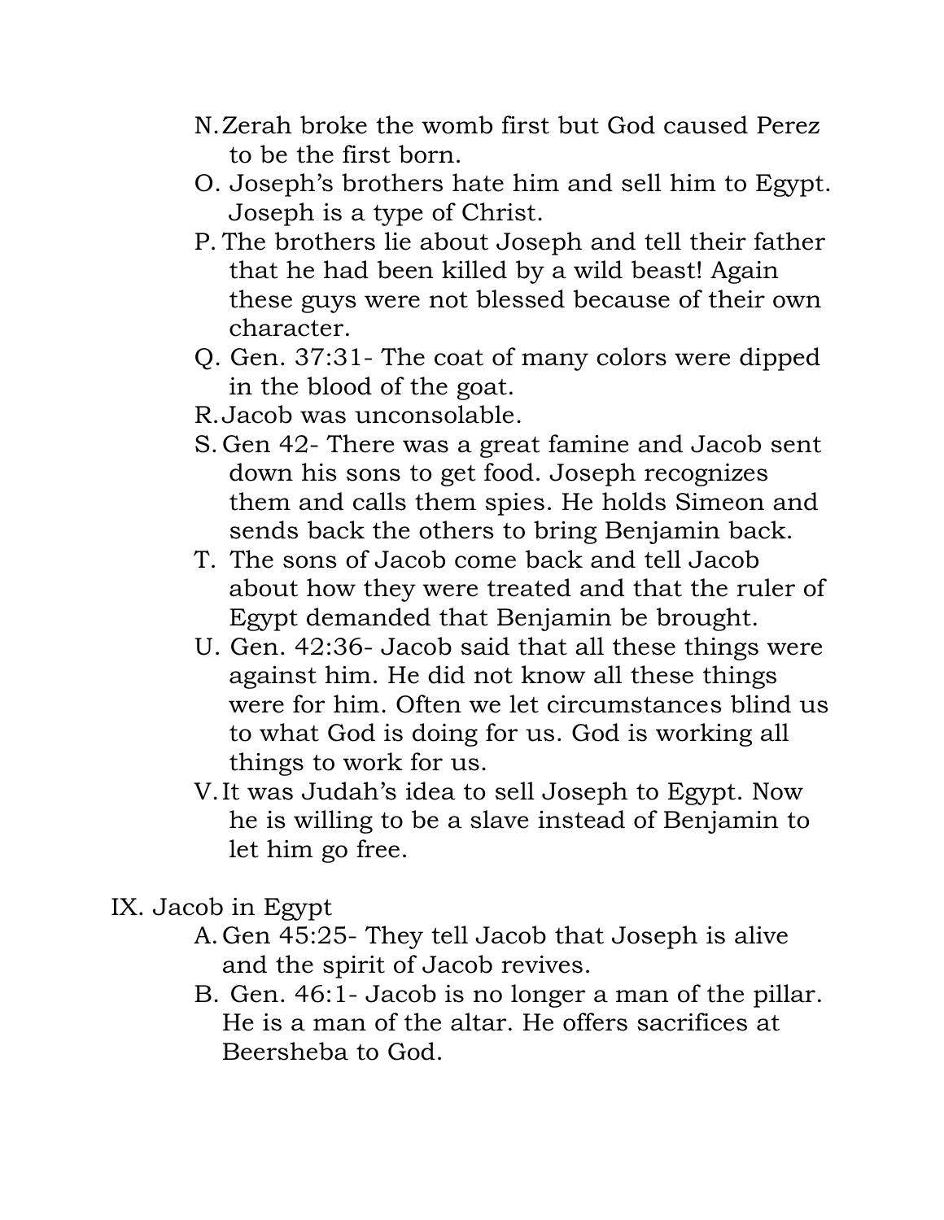N. Zerah broke the womb first but God caused Perez to be the first born.
O. Joseph's brothers hate him and sell him to Egypt. Joseph is a type of Christ.
P. The brothers lie about Joseph and tell their father that he had been killed by a wild beast! Again these guys were not blessed because of their own character.
Q. Gen. 37:31- The coat of many colors were dipped in the blood of the goat.
R. Jacob was unconsolable.
S. Gen 42- There was a great famine and Jacob sent down his sons to get food. Joseph recognizes them and calls them spies. He holds Simeon and sends back the others to bring Benjamin back.
T. The sons of Jacob come back and tell Jacob about how they were treated and that the ruler of Egypt demanded that Benjamin be brought.
U. Gen. 42:36- Jacob said that all these things were against him. He did not know all these things were for him. Often we let circumstances blind us to what God is doing for us. God is working all things to work for us.
V. It was Judah's idea to sell Joseph to Egypt. Now he is willing to be a slave instead of Benjamin to let him go free.

IX. Jacob in Egypt

A. Gen 45:25- They tell Jacob that Joseph is alive and the spirit of Jacob revives.
B. Gen. 46:1- Jacob is no longer a man of the pillar. He is a man of the altar. He offers sacrifices at Beersheba to God.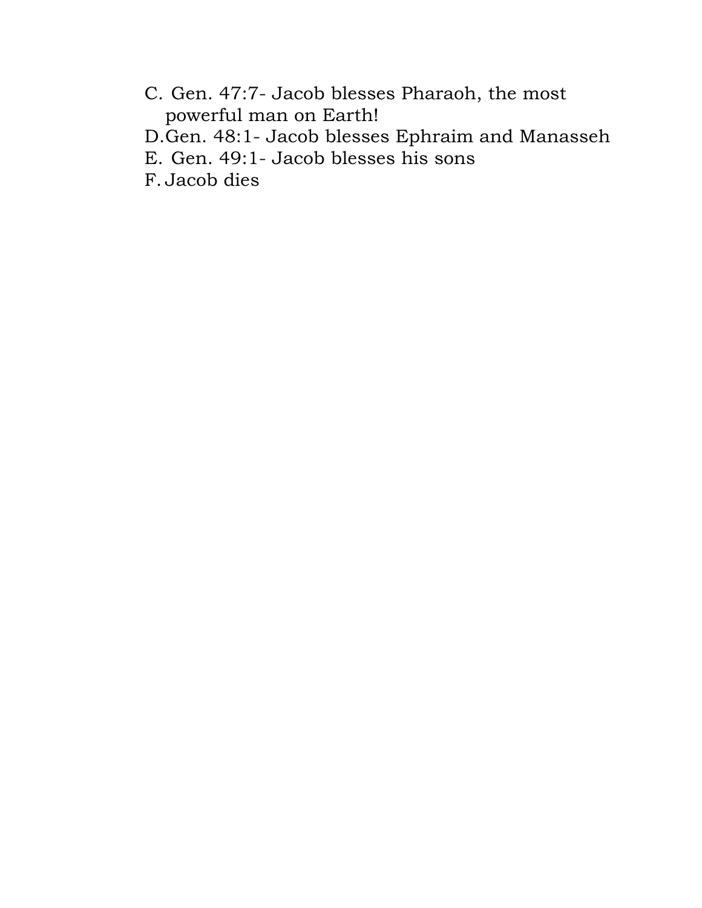C. Gen. 47:7- Jacob blesses Pharaoh, the most powerful man on Earth!
D. Gen. 48:1- Jacob blesses Ephraim and Manasseh
E. Gen. 49:1- Jacob blesses his sons
F. Jacob dies